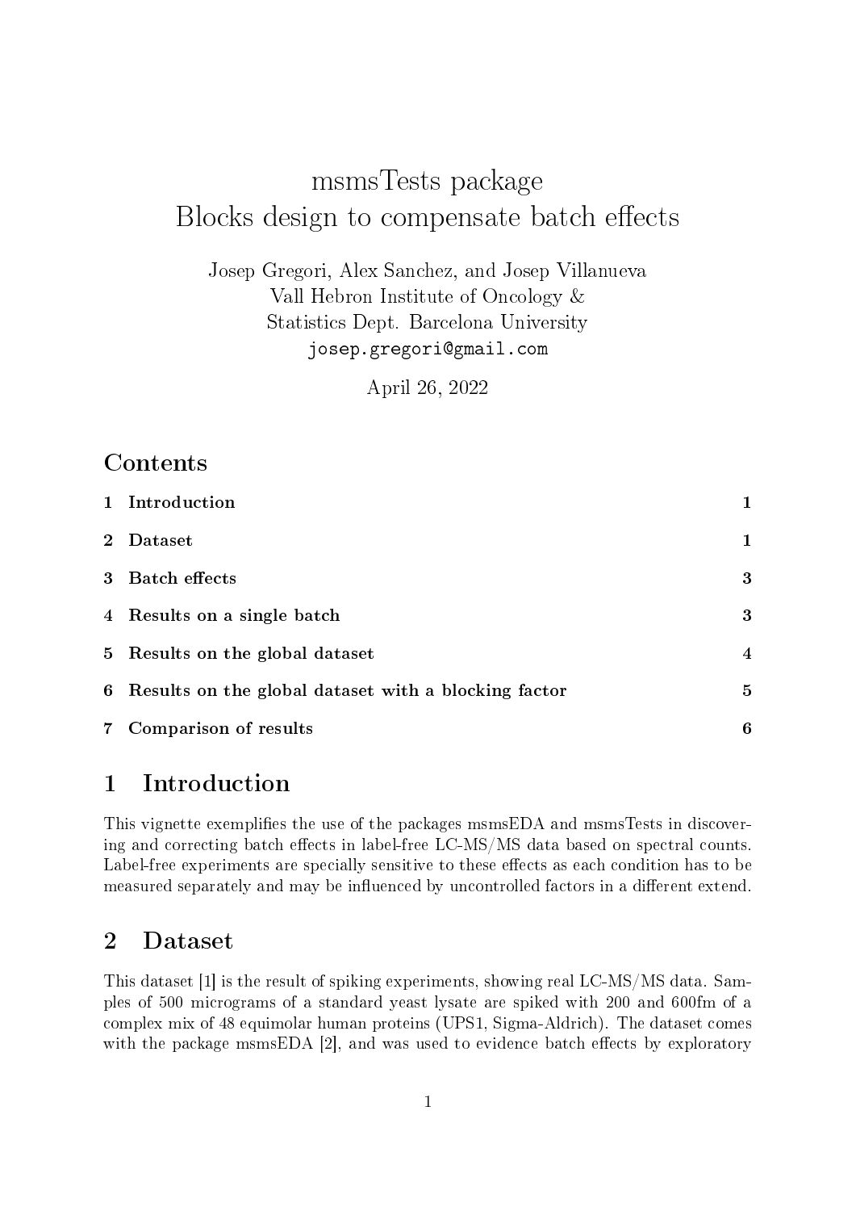# msmsTests package
# Blocks design to compensate batch effects

Josep Gregori, Alex Sanchez, and Josep Villanueva
Vall Hebron Institute of Oncology &
Statistics Dept. Barcelona University
josep.gregori@gmail.com

April 26, 2022

## Contents

| | | |
|---|---|---|
| 1 | Introduction | 1 |
| 2 | Dataset | 1 |
| 3 | Batch effects | 3 |
| 4 | Results on a single batch | 3 |
| 5 | Results on the global dataset | 4 |
| 6 | Results on the global dataset with a blocking factor | 5 |
| 7 | Comparison of results | 6 |

## 1 Introduction

This vignette exemplifies the use of the packages msmsEDA and msmsTests in discovering and correcting batch effects in label-free LC-MS/MS data based on spectral counts. Label-free experiments are specially sensitive to these effects as each condition has to be measured separately and may be influenced by uncontrolled factors in a different extend.

## 2 Dataset

This dataset [1] is the result of spiking experiments, showing real LC-MS/MS data. Samples of 500 micrograms of a standard yeast lysate are spiked with 200 and 600fm of a complex mix of 48 equimolar human proteins (UPS1, Sigma-Aldrich). The dataset comes with the package msmsEDA [2], and was used to evidence batch effects by exploratory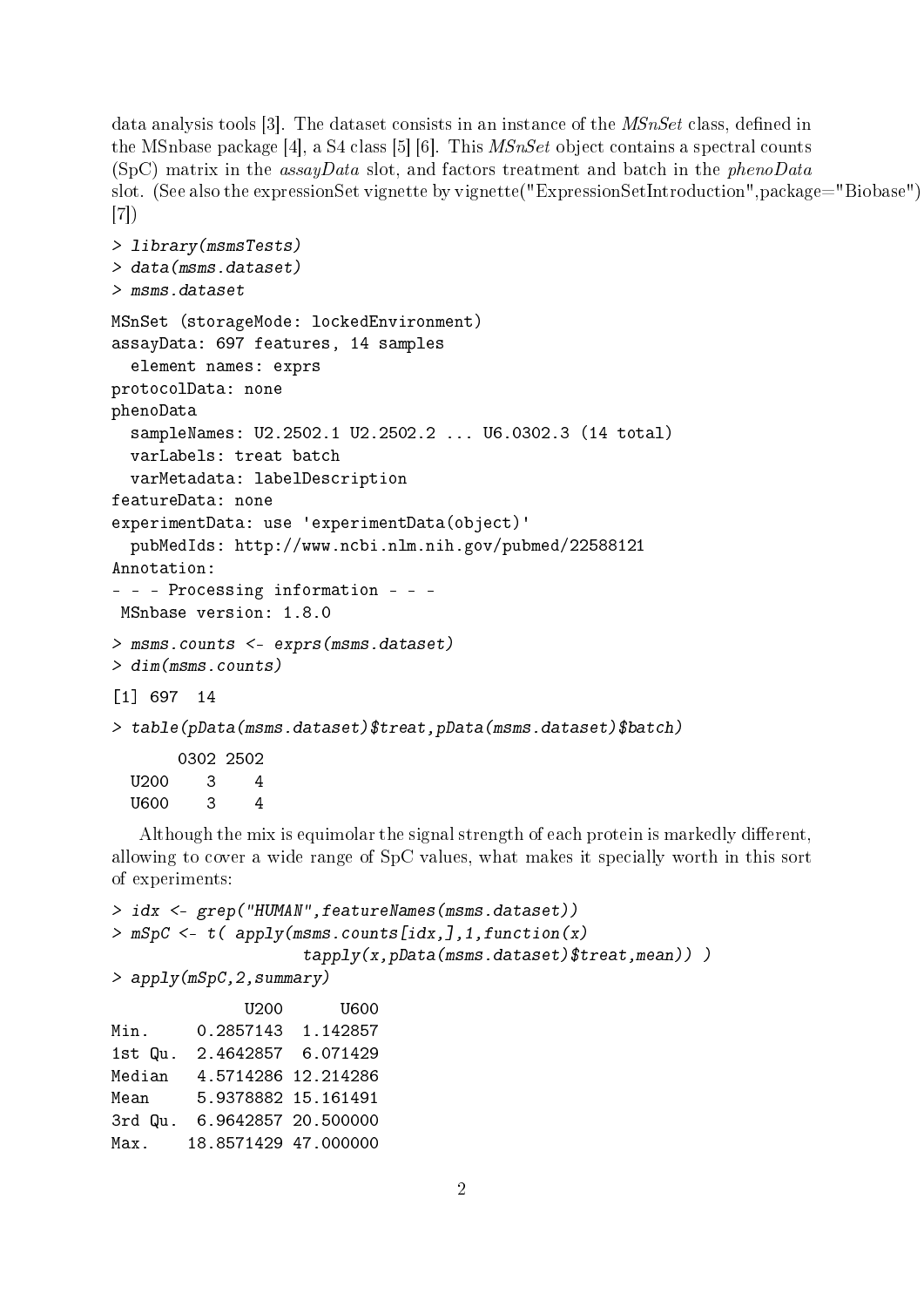data analysis tools [3]. The dataset consists in an instance of the *MSnSet* class, defined in the MSnbase package [4], a S4 class [5] [6]. This *MSnSet* object contains a spectral counts (SpC) matrix in the *assayData* slot, and factors treatment and batch in the *phenoData* slot. (See also the expressionSet vignette by vignette("ExpressionSetIntroduction",package="Biobase") [7])

```
> library(msmsTests)
> data(msms.dataset)
> msms.dataset

MSnSet (storageMode: lockedEnvironment)
assayData: 697 features, 14 samples
  element names: exprs
protocolData: none
phenoData
  sampleNames: U2.2502.1 U2.2502.2 ... U6.0302.3 (14 total)
  varLabels: treat batch
  varMetadata: labelDescription
featureData: none
experimentData: use 'experimentData(object)'
  pubMedIds: http://www.ncbi.nlm.nih.gov/pubmed/22588121
Annotation:
- - - Processing information - - -
 MSnbase version: 1.8.0

> msms.counts <- exprs(msms.dataset)
> dim(msms.counts)

[1] 697  14

> table(pData(msms.dataset)$treat,pData(msms.dataset)$batch)

       0302 2502
  U200    3    4
  U600    3    4
```

Although the mix is equimolar the signal strength of each protein is markedly different, allowing to cover a wide range of SpC values, what makes it specially worth in this sort of experiments:

```
> idx <- grep("HUMAN",featureNames(msms.dataset))
> mSpC <- t( apply(msms.counts[idx,],1,function(x)
                   tapply(x,pData(msms.dataset)$treat,mean)) )
> apply(mSpC,2,summary)

             U200      U600
Min.     0.2857143  1.142857
1st Qu.  2.4642857  6.071429
Median   4.5714286 12.214286
Mean     5.9378882 15.161491
3rd Qu.  6.9642857 20.500000
Max.    18.8571429 47.000000
```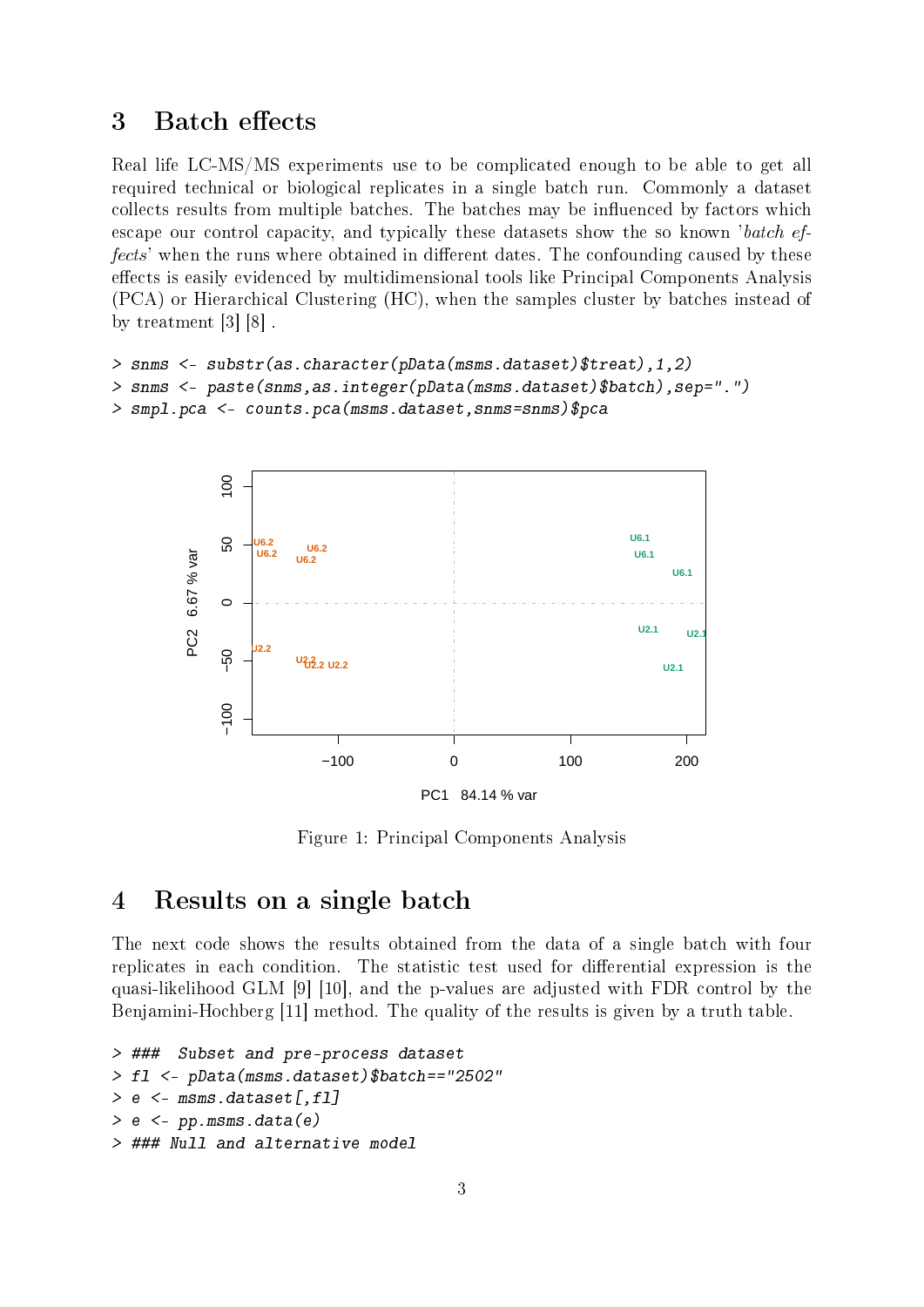## 3 Batch effects

Real life LC-MS/MS experiments use to be complicated enough to be able to get all required technical or biological replicates in a single batch run. Commonly a dataset collects results from multiple batches. The batches may be influenced by factors which escape our control capacity, and typically these datasets show the so known '*batch effects*' when the runs where obtained in different dates. The confounding caused by these effects is easily evidenced by multidimensional tools like Principal Components Analysis (PCA) or Hierarchical Clustering (HC), when the samples cluster by batches instead of by treatment [3] [8] .

```
> snms <- substr(as.character(pData(msms.dataset)$treat),1,2)
> snms <- paste(snms,as.integer(pData(msms.dataset)$batch),sep=".")
> smpl.pca <- counts.pca(msms.dataset,snms=snms)$pca
```

Figure 1: Principal Components Analysis

## 4 Results on a single batch

The next code shows the results obtained from the data of a single batch with four replicates in each condition. The statistic test used for differential expression is the quasi-likelihood GLM [9] [10], and the p-values are adjusted with FDR control by the Benjamini-Hochberg [11] method. The quality of the results is given by a truth table.

```
> ###  Subset and pre-process dataset
> fl <- pData(msms.dataset)$batch=="2502"
> e <- msms.dataset[,fl]
> e <- pp.msms.data(e)
> ### Null and alternative model
```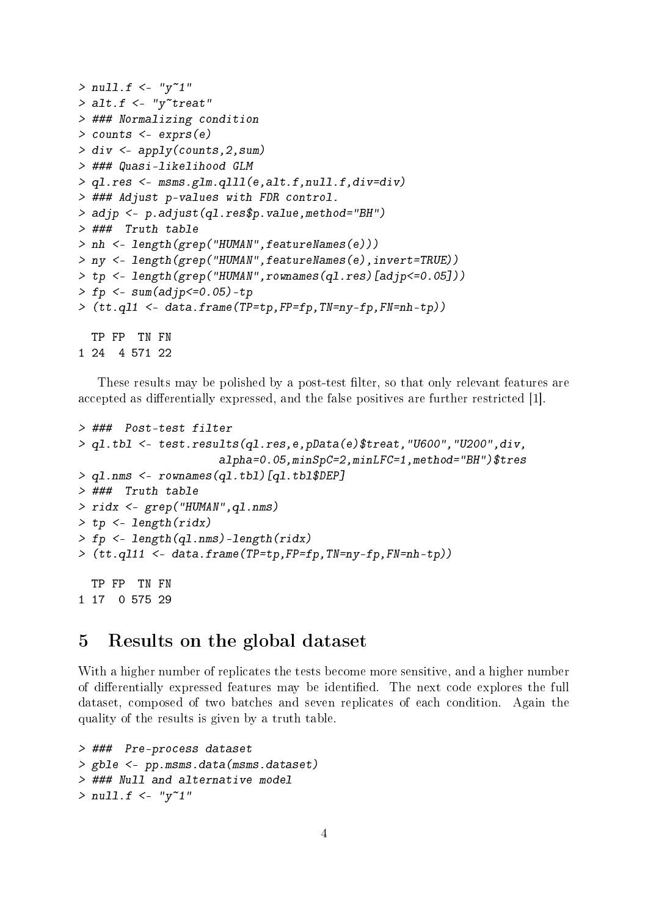```
> null.f <- "y~1"
> alt.f <- "y~treat"
> ### Normalizing condition
> counts <- exprs(e)
> div <- apply(counts,2,sum)
> ### Quasi-likelihood GLM
> ql.res <- msms.glm.qlll(e,alt.f,null.f,div=div)
> ### Adjust p-values with FDR control.
> adjp <- p.adjust(ql.res$p.value,method="BH")
> ###  Truth table
> nh <- length(grep("HUMAN",featureNames(e)))
> ny <- length(grep("HUMAN",featureNames(e),invert=TRUE))
> tp <- length(grep("HUMAN",rownames(ql.res)[adjp<=0.05]))
> fp <- sum(adjp<=0.05)-tp
> (tt.ql1 <- data.frame(TP=tp,FP=fp,TN=ny-fp,FN=nh-tp))

  TP FP  TN FN
1 24  4 571 22
```

These results may be polished by a post-test filter, so that only relevant features are accepted as differentially expressed, and the false positives are further restricted [1].

```
> ###  Post-test filter
> ql.tbl <- test.results(ql.res,e,pData(e)$treat,"U600","U200",div,
                        alpha=0.05,minSpC=2,minLFC=1,method="BH")$tres
> ql.nms <- rownames(ql.tbl)[ql.tbl$DEP]
> ###  Truth table
> ridx <- grep("HUMAN",ql.nms)
> tp <- length(ridx)
> fp <- length(ql.nms)-length(ridx)
> (tt.ql11 <- data.frame(TP=tp,FP=fp,TN=ny-fp,FN=nh-tp))

  TP FP  TN FN
1 17  0 575 29
```

# 5 Results on the global dataset

With a higher number of replicates the tests become more sensitive, and a higher number of differentially expressed features may be identified. The next code explores the full dataset, composed of two batches and seven replicates of each condition. Again the quality of the results is given by a truth table.

```
> ###  Pre-process dataset
> gble <- pp.msms.data(msms.dataset)
> ### Null and alternative model
> null.f <- "y~1"
```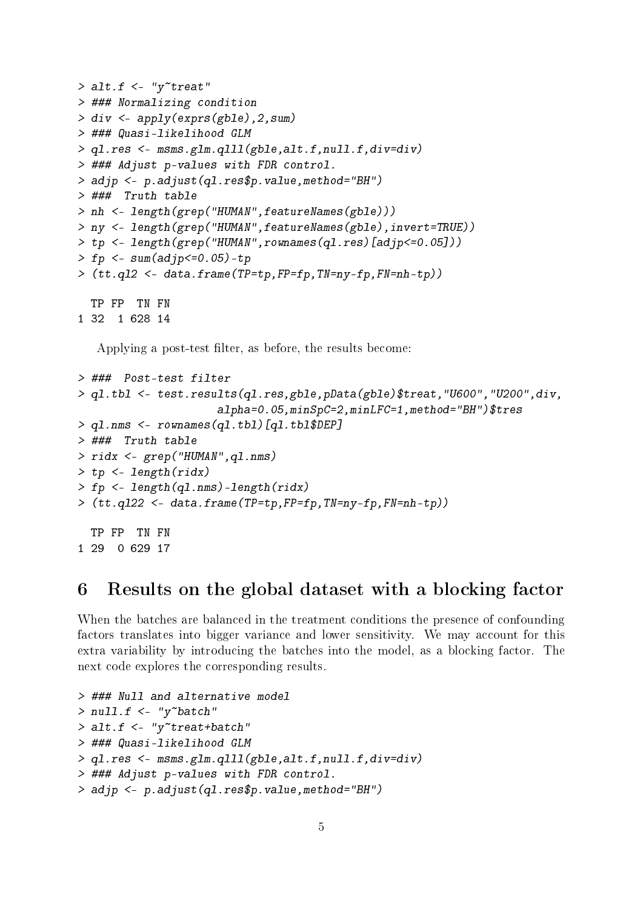```
> alt.f <- "y~treat"
> ### Normalizing condition
> div <- apply(exprs(gble),2,sum)
> ### Quasi-likelihood GLM
> ql.res <- msms.glm.qlll(gble,alt.f,null.f,div=div)
> ### Adjust p-values with FDR control.
> adjp <- p.adjust(ql.res$p.value,method="BH")
> ###  Truth table
> nh <- length(grep("HUMAN",featureNames(gble)))
> ny <- length(grep("HUMAN",featureNames(gble),invert=TRUE))
> tp <- length(grep("HUMAN",rownames(ql.res)[adjp<=0.05]))
> fp <- sum(adjp<=0.05)-tp
> (tt.ql2 <- data.frame(TP=tp,FP=fp,TN=ny-fp,FN=nh-tp))

  TP FP  TN FN
1 32  1 628 14
```

Applying a post-test filter, as before, the results become:

```
> ###  Post-test filter
> ql.tbl <- test.results(ql.res,gble,pData(gble)$treat,"U600","U200",div,
                   alpha=0.05,minSpC=2,minLFC=1,method="BH")$tres
> ql.nms <- rownames(ql.tbl)[ql.tbl$DEP]
> ###  Truth table
> ridx <- grep("HUMAN",ql.nms)
> tp <- length(ridx)
> fp <- length(ql.nms)-length(ridx)
> (tt.ql22 <- data.frame(TP=tp,FP=fp,TN=ny-fp,FN=nh-tp))

  TP FP  TN FN
1 29  0 629 17
```

# 6 Results on the global dataset with a blocking factor

When the batches are balanced in the treatment conditions the presence of confounding factors translates into bigger variance and lower sensitivity. We may account for this extra variability by introducing the batches into the model, as a blocking factor. The next code explores the corresponding results.

```
> ### Null and alternative model
> null.f <- "y~batch"
> alt.f <- "y~treat+batch"
> ### Quasi-likelihood GLM
> ql.res <- msms.glm.qlll(gble,alt.f,null.f,div=div)
> ### Adjust p-values with FDR control.
> adjp <- p.adjust(ql.res$p.value,method="BH")
```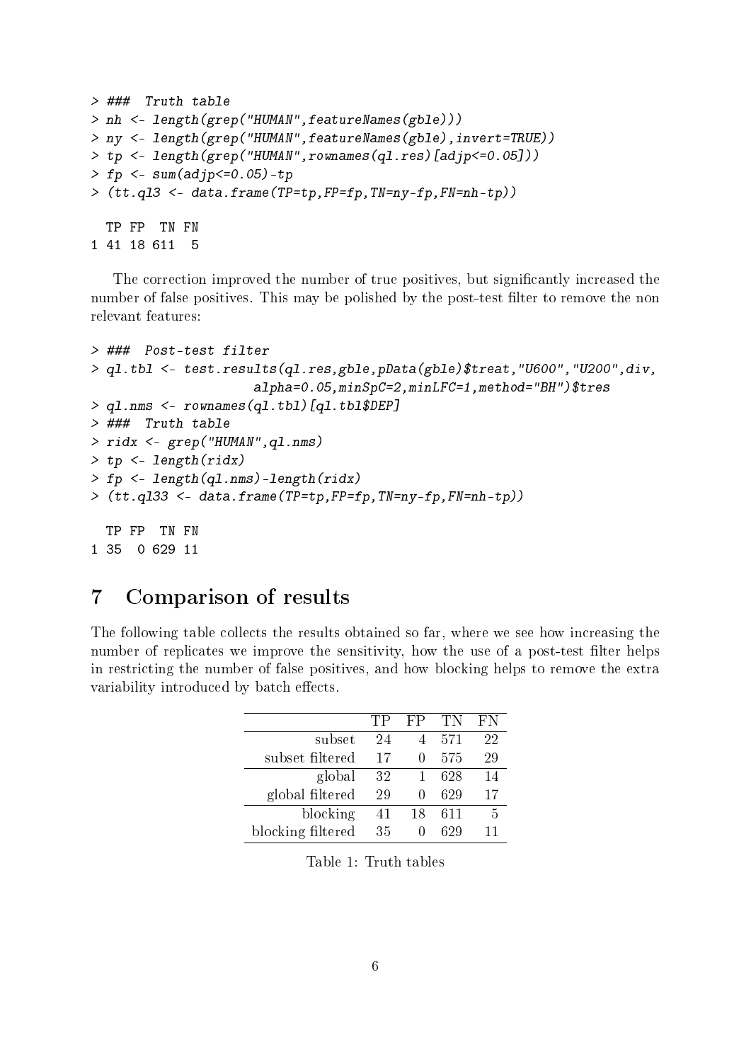```
> ### Truth table
> nh <- length(grep("HUMAN",featureNames(gble)))
> ny <- length(grep("HUMAN",featureNames(gble),invert=TRUE))
> tp <- length(grep("HUMAN",rownames(ql.res)[adjp<=0.05]))
> fp <- sum(adjp<=0.05)-tp
> (tt.ql3 <- data.frame(TP=tp,FP=fp,TN=ny-fp,FN=nh-tp))

  TP FP  TN FN
1 41 18 611  5
```

The correction improved the number of true positives, but significantly increased the number of false positives. This may be polished by the post-test filter to remove the non relevant features:

```
> ### Post-test filter
> ql.tbl <- test.results(ql.res,gble,pData(gble)$treat,"U600","U200",div,
                      alpha=0.05,minSpC=2,minLFC=1,method="BH")$tres
> ql.nms <- rownames(ql.tbl)[ql.tbl$DEP]
> ### Truth table
> ridx <- grep("HUMAN",ql.nms)
> tp <- length(ridx)
> fp <- length(ql.nms)-length(ridx)
> (tt.ql33 <- data.frame(TP=tp,FP=fp,TN=ny-fp,FN=nh-tp))

  TP FP  TN FN
1 35  0 629 11
```

## 7 Comparison of results

The following table collects the results obtained so far, where we see how increasing the number of replicates we improve the sensitivity, how the use of a post-test filter helps in restricting the number of false positives, and how blocking helps to remove the extra variability introduced by batch effects.

| | TP | FP | TN | FN |
|---:|---:|---:|---:|---:|
| subset | 24 | 4 | 571 | 22 |
| subset filtered | 17 | 0 | 575 | 29 |
| global | 32 | 1 | 628 | 14 |
| global filtered | 29 | 0 | 629 | 17 |
| blocking | 41 | 18 | 611 | 5 |
| blocking filtered | 35 | 0 | 629 | 11 |

Table 1: Truth tables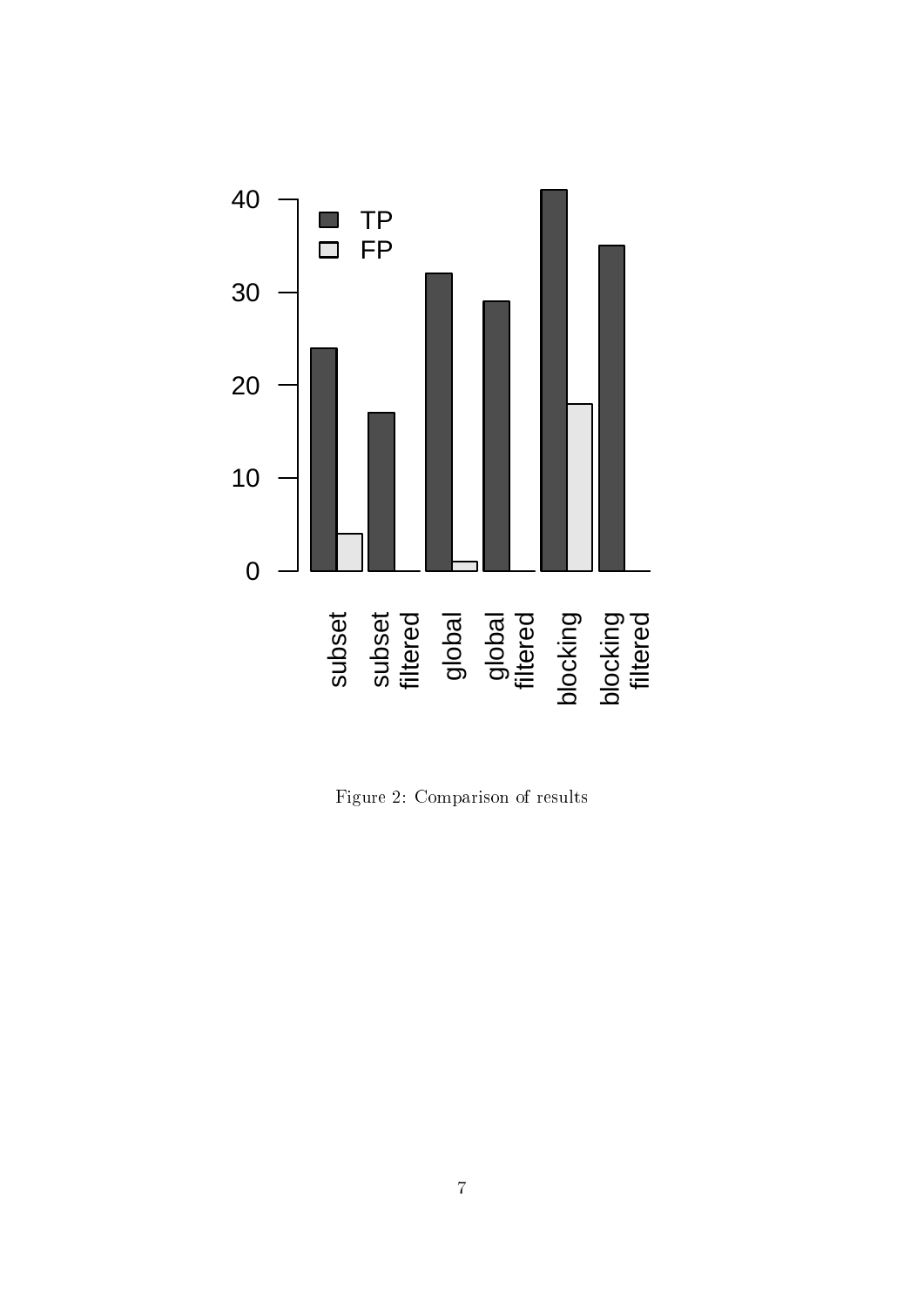Figure 2: Comparison of results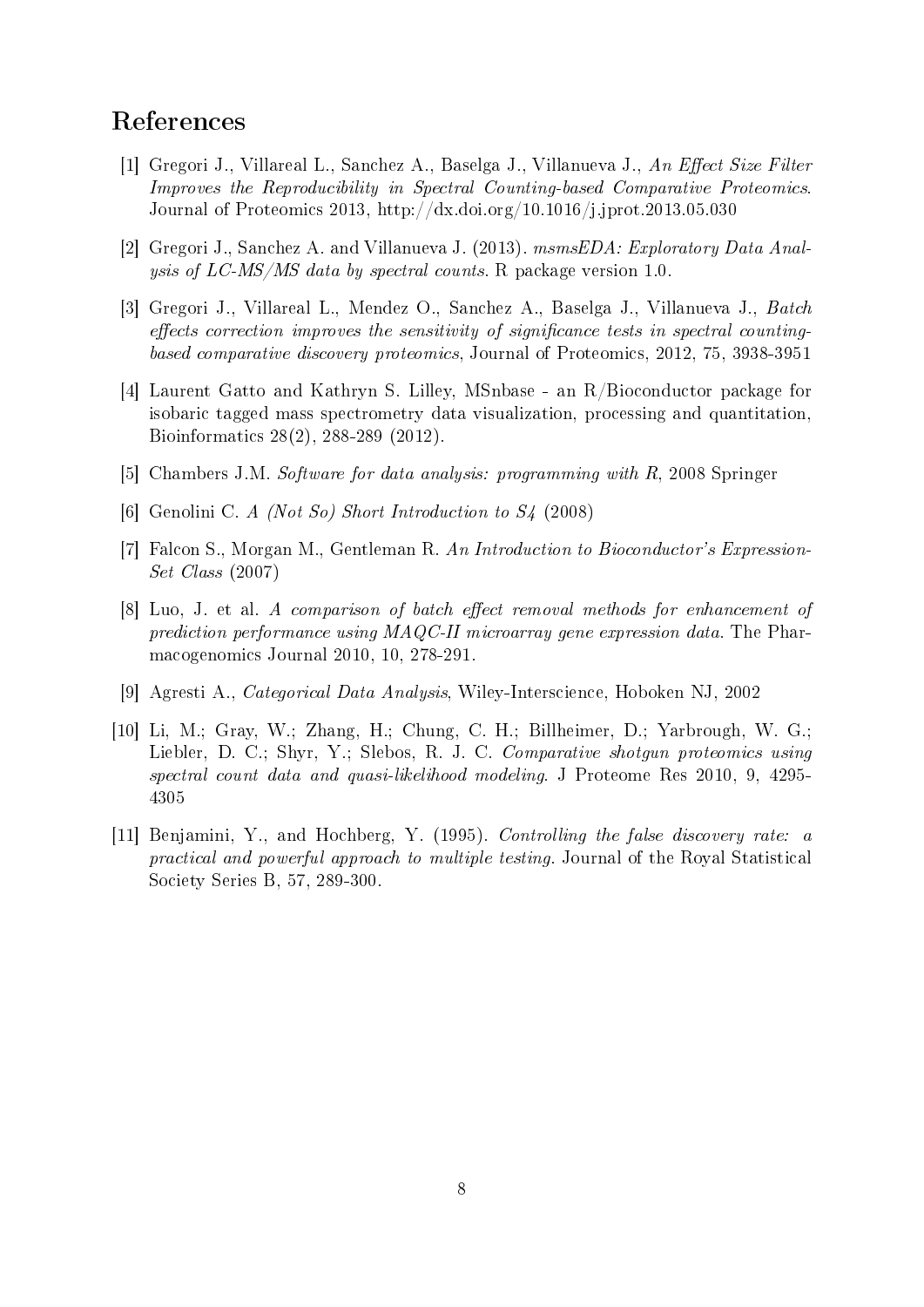# References

[1] Gregori J., Villareal L., Sanchez A., Baselga J., Villanueva J., *An Effect Size Filter Improves the Reproducibility in Spectral Counting-based Comparative Proteomics*. Journal of Proteomics 2013, http://dx.doi.org/10.1016/j.jprot.2013.05.030

[2] Gregori J., Sanchez A. and Villanueva J. (2013). *msmsEDA: Exploratory Data Analysis of LC-MS/MS data by spectral counts*. R package version 1.0.

[3] Gregori J., Villareal L., Mendez O., Sanchez A., Baselga J., Villanueva J., *Batch effects correction improves the sensitivity of significance tests in spectral counting-based comparative discovery proteomics*, Journal of Proteomics, 2012, 75, 3938-3951

[4] Laurent Gatto and Kathryn S. Lilley, MSnbase - an R/Bioconductor package for isobaric tagged mass spectrometry data visualization, processing and quantitation, Bioinformatics 28(2), 288-289 (2012).

[5] Chambers J.M. *Software for data analysis: programming with R*, 2008 Springer

[6] Genolini C. *A (Not So) Short Introduction to S4* (2008)

[7] Falcon S., Morgan M., Gentleman R. *An Introduction to Bioconductor's ExpressionSet Class* (2007)

[8] Luo, J. et al. *A comparison of batch effect removal methods for enhancement of prediction performance using MAQC-II microarray gene expression data*. The Pharmacogenomics Journal 2010, 10, 278-291.

[9] Agresti A., *Categorical Data Analysis*, Wiley-Interscience, Hoboken NJ, 2002

[10] Li, M.; Gray, W.; Zhang, H.; Chung, C. H.; Billheimer, D.; Yarbrough, W. G.; Liebler, D. C.; Shyr, Y.; Slebos, R. J. C. *Comparative shotgun proteomics using spectral count data and quasi-likelihood modeling*. J Proteome Res 2010, 9, 4295-4305

[11] Benjamini, Y., and Hochberg, Y. (1995). *Controlling the false discovery rate: a practical and powerful approach to multiple testing*. Journal of the Royal Statistical Society Series B, 57, 289-300.